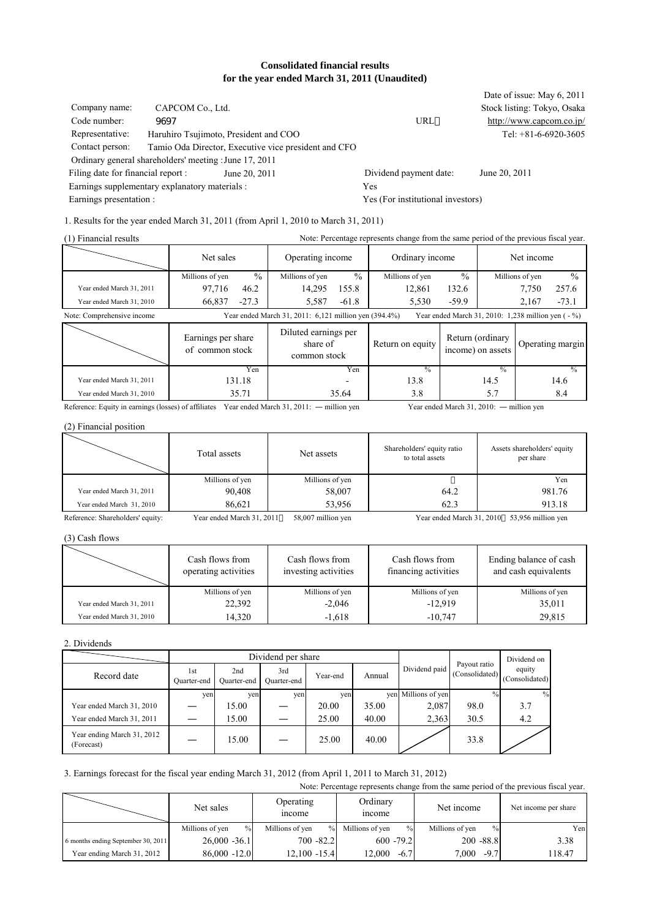# Consolidated financial results for the year ended March 31, 2011 (Unaudited)

Date of issue: May 6, 2011

| | | | |
|---|---|---|---|
| Company name: | CAPCOM Co., Ltd. | | Stock listing: Tokyo, Osaka |
| Code number: | 9697 | URL | http://www.capcom.co.jp/ |
| Representative: | Haruhiro Tsujimoto, President and COO | | Tel: +81-6-6920-3605 |
| Contact person: | Tamio Oda Director, Executive vice president and CFO | | |

Ordinary general shareholders' meeting : June 17, 2011

Filing date for financial report : June 20, 2011 Dividend payment date: June 20, 2011

Earnings supplementary explanatory materials : Yes

Earnings presentation : Yes (For institutional investors)

1. Results for the year ended March 31, 2011 (from April 1, 2010 to March 31, 2011)

(1) Financial results

Note: Percentage represents change from the same period of the previous fiscal year.

| | Net sales | | Operating income | | Ordinary income | | Net income | |
|---|---|---|---|---|---|---|---|---|
| | Millions of yen | % | Millions of yen | % | Millions of yen | % | Millions of yen | % |
| Year ended March 31, 2011 | 97,716 | 46.2 | 14,295 | 155.8 | 12,861 | 132.6 | 7,750 | 257.6 |
| Year ended March 31, 2010 | 66,837 | -27.3 | 5,587 | -61.8 | 5,530 | -59.9 | 2,167 | -73.1 |

Note: Comprehensive income Year ended March 31, 2011: 6,121 million yen (394.4%) Year ended March 31, 2010: 1,238 million yen ( - %)

| | Earnings per share of common stock | Diluted earnings per share of common stock | Return on equity | Return (ordinary income) on assets | Operating margin |
|---|---|---|---|---|---|
| | Yen | Yen | % | % | % |
| Year ended March 31, 2011 | 131.18 | - | 13.8 | 14.5 | 14.6 |
| Year ended March 31, 2010 | 35.71 | 35.64 | 3.8 | 5.7 | 8.4 |

Reference: Equity in earnings (losses) of affiliates Year ended March 31, 2011: ― million yen Year ended March 31, 2010: ― million yen

(2) Financial position

| | Total assets | Net assets | Shareholders' equity ratio to total assets | Assets shareholders' equity per share |
|---|---|---|---|---|
| | Millions of yen | Millions of yen | % | Yen |
| Year ended March 31, 2011 | 90,408 | 58,007 | 64.2 | 981.76 |
| Year ended March 31, 2010 | 86,621 | 53,956 | 62.3 | 913.18 |

Reference: Shareholders' equity: Year ended March 31, 2011: 58,007 million yen Year ended March 31, 2010: 53,956 million yen

(3) Cash flows

| | Cash flows from operating activities | Cash flows from investing activities | Cash flows from financing activities | Ending balance of cash and cash equivalents |
|---|---|---|---|---|
| | Millions of yen | Millions of yen | Millions of yen | Millions of yen |
| Year ended March 31, 2011 | 22,392 | -2,046 | -12,919 | 35,011 |
| Year ended March 31, 2010 | 14,320 | -1,618 | -10,747 | 29,815 |

2. Dividends

| Record date | Dividend per share | | | | | Dividend paid | Payout ratio (Consolidated) | Dividend on equity (Consolidated) |
|---|---|---|---|---|---|---|---|---|
| | 1st Quarter-end | 2nd Quarter-end | 3rd Quarter-end | Year-end | Annual | | | |
| | yen | yen | yen | yen | yen | Millions of yen | % | % |
| Year ended March 31, 2010 | ― | 15.00 | ― | 20.00 | 35.00 | 2,087 | 98.0 | 3.7 |
| Year ended March 31, 2011 | ― | 15.00 | ― | 25.00 | 40.00 | 2,363 | 30.5 | 4.2 |
| Year ending March 31, 2012 (Forecast) | ― | 15.00 | ― | 25.00 | 40.00 | | 33.8 | |

3. Earnings forecast for the fiscal year ending March 31, 2012 (from April 1, 2011 to March 31, 2012)

Note: Percentage represents change from the same period of the previous fiscal year.

| | Net sales | | Operating income | | Ordinary income | | Net income | | Net income per share |
|---|---|---|---|---|---|---|---|---|---|
| | Millions of yen | % | Millions of yen | % | Millions of yen | % | Millions of yen | % | Yen |
| 6 months ending September 30, 2011 | 26,000 | -36.1 | 700 | -82.2 | 600 | -79.2 | 200 | -88.8 | 3.38 |
| Year ending March 31, 2012 | 86,000 | -12.0 | 12,100 | -15.4 | 12,000 | -6.7 | 7,000 | -9.7 | 118.47 |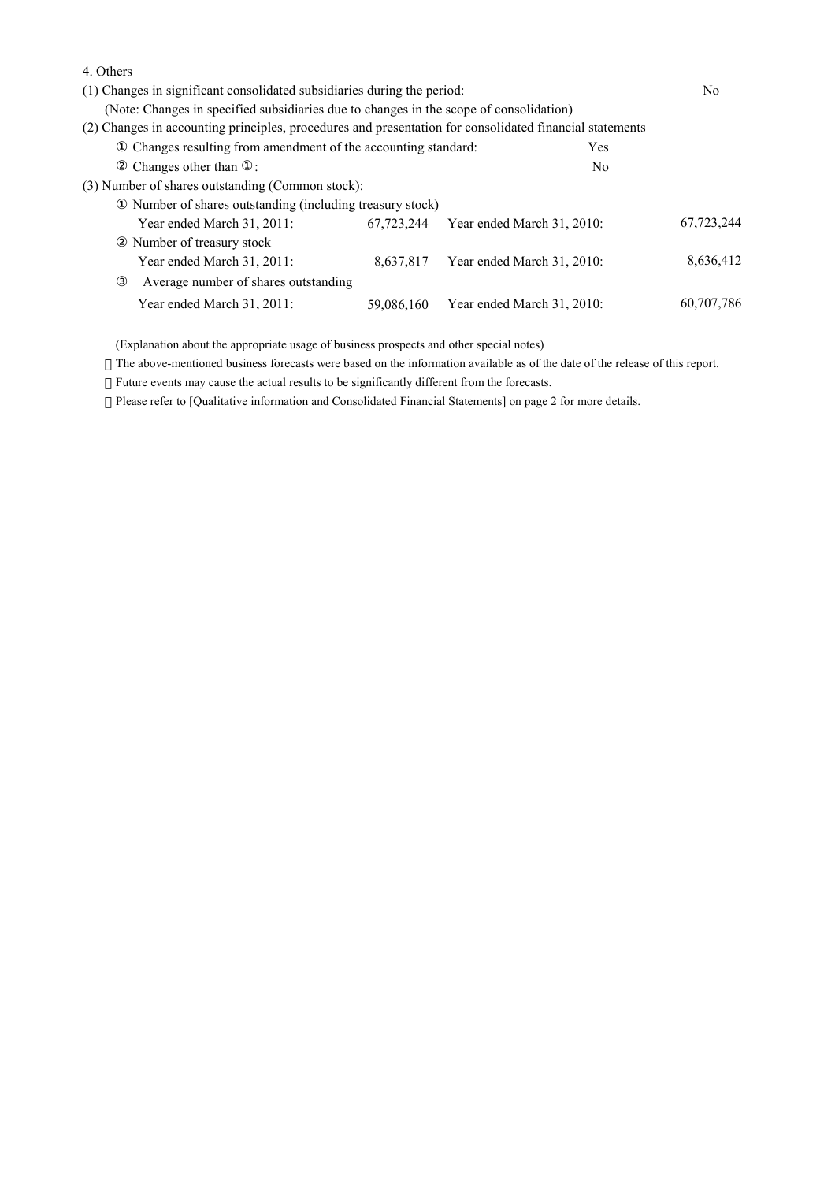4. Others

(1) Changes in significant consolidated subsidiaries during the period: No

(Note: Changes in specified subsidiaries due to changes in the scope of consolidation)

(2) Changes in accounting principles, procedures and presentation for consolidated financial statements

① Changes resulting from amendment of the accounting standard: Yes

② Changes other than ①: No

(3) Number of shares outstanding (Common stock):

① Number of shares outstanding (including treasury stock)

| | | | |
|---|---|---|---|
| Year ended March 31, 2011: | 67,723,244 | Year ended March 31, 2010: | 67,723,244 |

② Number of treasury stock

| | | | |
|---|---|---|---|
| Year ended March 31, 2011: | 8,637,817 | Year ended March 31, 2010: | 8,636,412 |

③ Average number of shares outstanding

| | | | |
|---|---|---|---|
| Year ended March 31, 2011: | 59,086,160 | Year ended March 31, 2010: | 60,707,786 |

(Explanation about the appropriate usage of business prospects and other special notes)

 The above-mentioned business forecasts were based on the information available as of the date of the release of this report.

 Future events may cause the actual results to be significantly different from the forecasts.

 Please refer to [Qualitative information and Consolidated Financial Statements] on page 2 for more details.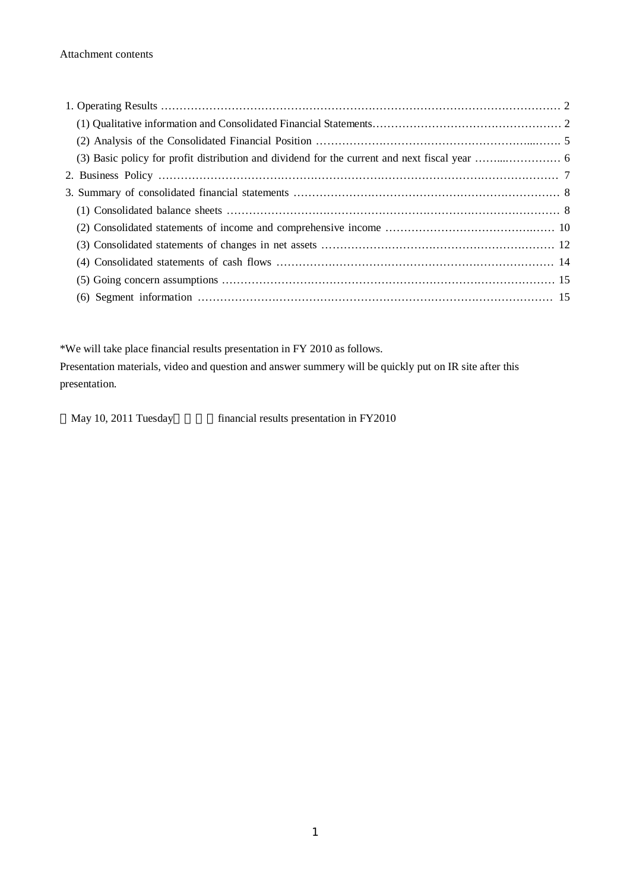Attachment contents

1. Operating Results …………………………………………………………………………………………… 2
   - (1) Qualitative information and Consolidated Financial Statements…………………………………………… 2
   - (2) Analysis of the Consolidated Financial Position ……………………………………………………..……. 5
   - (3) Basic policy for profit distribution and dividend for the current and next fiscal year ……...…………… 6
2. Business Policy ………………………………………………………………………………………… 7
3. Summary of consolidated financial statements ……………………………………………………………… 8
   - (1) Consolidated balance sheets ……………………………………………………………………………… 8
   - (2) Consolidated statements of income and comprehensive income ……………………………………..…. 10
   - (3) Consolidated statements of changes in net assets ……………………………………………………… 12
   - (4) Consolidated statements of cash flows …………………………………………………………………… 14
   - (5) Going concern assumptions ……………………………………………………………………………… 15
   - (6) Segment information ………………………………………………………………………………… 15

*We will take place financial results presentation in FY 2010 as follows.
Presentation materials, video and question and answer summery will be quickly put on IR site after this presentation.

May 10, 2011 Tuesday financial results presentation in FY2010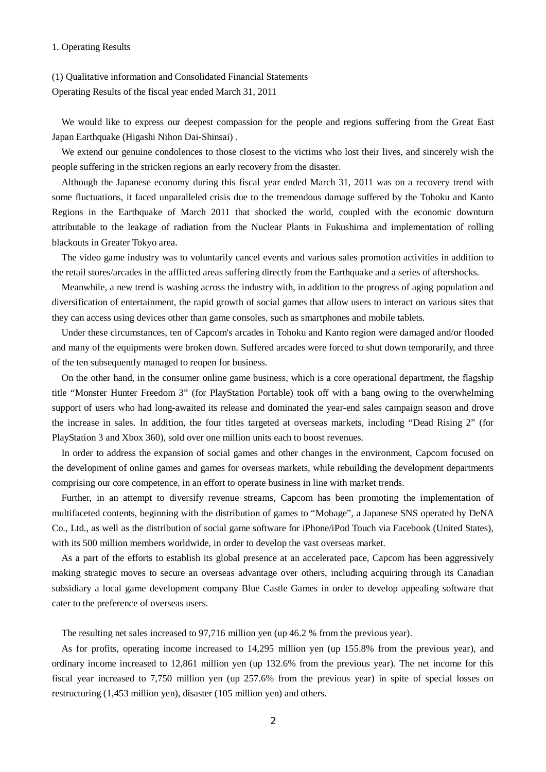1. Operating Results

(1) Qualitative information and Consolidated Financial Statements
Operating Results of the fiscal year ended March 31, 2011

We would like to express our deepest compassion for the people and regions suffering from the Great East Japan Earthquake (Higashi Nihon Dai-Shinsai) .

We extend our genuine condolences to those closest to the victims who lost their lives, and sincerely wish the people suffering in the stricken regions an early recovery from the disaster.

Although the Japanese economy during this fiscal year ended March 31, 2011 was on a recovery trend with some fluctuations, it faced unparalleled crisis due to the tremendous damage suffered by the Tohoku and Kanto Regions in the Earthquake of March 2011 that shocked the world, coupled with the economic downturn attributable to the leakage of radiation from the Nuclear Plants in Fukushima and implementation of rolling blackouts in Greater Tokyo area.

The video game industry was to voluntarily cancel events and various sales promotion activities in addition to the retail stores/arcades in the afflicted areas suffering directly from the Earthquake and a series of aftershocks.

Meanwhile, a new trend is washing across the industry with, in addition to the progress of aging population and diversification of entertainment, the rapid growth of social games that allow users to interact on various sites that they can access using devices other than game consoles, such as smartphones and mobile tablets.

Under these circumstances, ten of Capcom's arcades in Tohoku and Kanto region were damaged and/or flooded and many of the equipments were broken down. Suffered arcades were forced to shut down temporarily, and three of the ten subsequently managed to reopen for business.

On the other hand, in the consumer online game business, which is a core operational department, the flagship title "Monster Hunter Freedom 3" (for PlayStation Portable) took off with a bang owing to the overwhelming support of users who had long-awaited its release and dominated the year-end sales campaign season and drove the increase in sales. In addition, the four titles targeted at overseas markets, including "Dead Rising 2" (for PlayStation 3 and Xbox 360), sold over one million units each to boost revenues.

In order to address the expansion of social games and other changes in the environment, Capcom focused on the development of online games and games for overseas markets, while rebuilding the development departments comprising our core competence, in an effort to operate business in line with market trends.

Further, in an attempt to diversify revenue streams, Capcom has been promoting the implementation of multifaceted contents, beginning with the distribution of games to "Mobage", a Japanese SNS operated by DeNA Co., Ltd., as well as the distribution of social game software for iPhone/iPod Touch via Facebook (United States), with its 500 million members worldwide, in order to develop the vast overseas market.

As a part of the efforts to establish its global presence at an accelerated pace, Capcom has been aggressively making strategic moves to secure an overseas advantage over others, including acquiring through its Canadian subsidiary a local game development company Blue Castle Games in order to develop appealing software that cater to the preference of overseas users.

The resulting net sales increased to 97,716 million yen (up 46.2 % from the previous year).

As for profits, operating income increased to 14,295 million yen (up 155.8% from the previous year), and ordinary income increased to 12,861 million yen (up 132.6% from the previous year). The net income for this fiscal year increased to 7,750 million yen (up 257.6% from the previous year) in spite of special losses on restructuring (1,453 million yen), disaster (105 million yen) and others.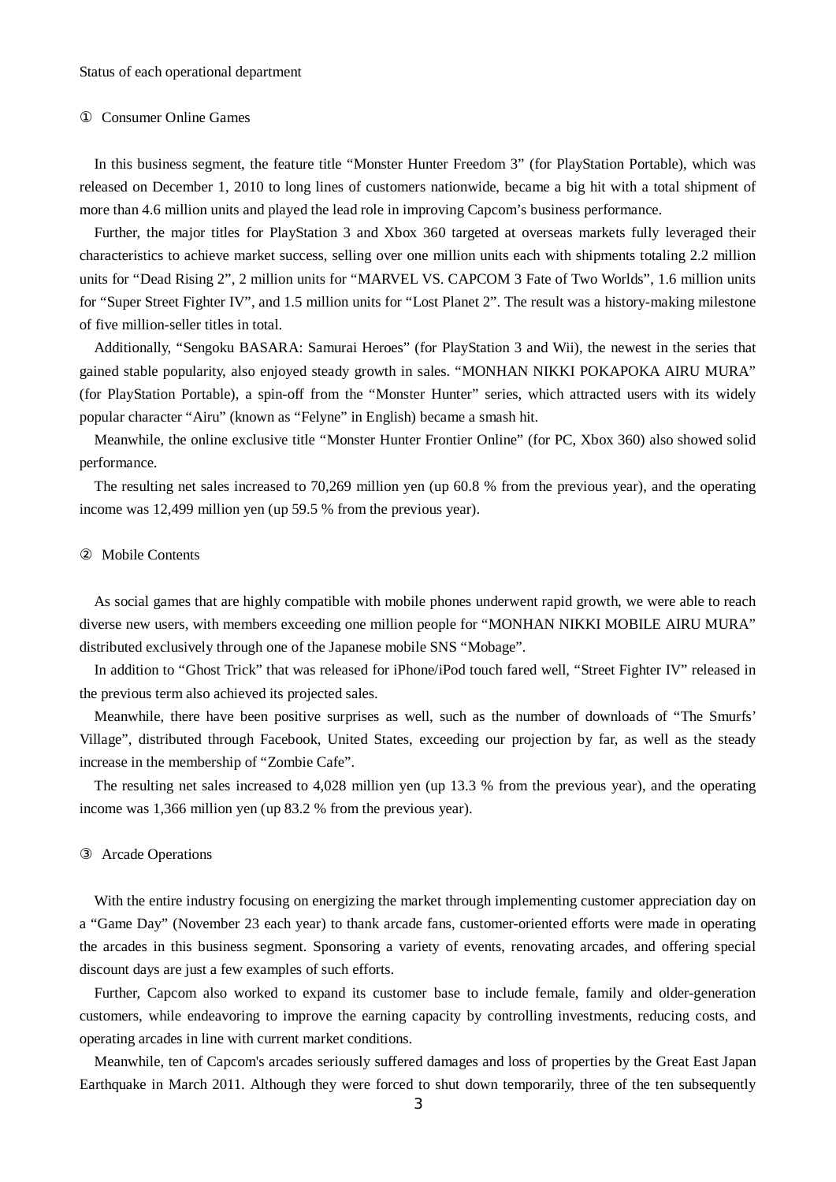Status of each operational department

① Consumer Online Games

In this business segment, the feature title "Monster Hunter Freedom 3" (for PlayStation Portable), which was released on December 1, 2010 to long lines of customers nationwide, became a big hit with a total shipment of more than 4.6 million units and played the lead role in improving Capcom's business performance.

Further, the major titles for PlayStation 3 and Xbox 360 targeted at overseas markets fully leveraged their characteristics to achieve market success, selling over one million units each with shipments totaling 2.2 million units for "Dead Rising 2", 2 million units for "MARVEL VS. CAPCOM 3 Fate of Two Worlds", 1.6 million units for "Super Street Fighter IV", and 1.5 million units for "Lost Planet 2". The result was a history-making milestone of five million-seller titles in total.

Additionally, "Sengoku BASARA: Samurai Heroes" (for PlayStation 3 and Wii), the newest in the series that gained stable popularity, also enjoyed steady growth in sales. "MONHAN NIKKI POKAPOKA AIRU MURA" (for PlayStation Portable), a spin-off from the "Monster Hunter" series, which attracted users with its widely popular character "Airu" (known as "Felyne" in English) became a smash hit.

Meanwhile, the online exclusive title "Monster Hunter Frontier Online" (for PC, Xbox 360) also showed solid performance.

The resulting net sales increased to 70,269 million yen (up 60.8 % from the previous year), and the operating income was 12,499 million yen (up 59.5 % from the previous year).

② Mobile Contents

As social games that are highly compatible with mobile phones underwent rapid growth, we were able to reach diverse new users, with members exceeding one million people for "MONHAN NIKKI MOBILE AIRU MURA" distributed exclusively through one of the Japanese mobile SNS "Mobage".

In addition to "Ghost Trick" that was released for iPhone/iPod touch fared well, "Street Fighter IV" released in the previous term also achieved its projected sales.

Meanwhile, there have been positive surprises as well, such as the number of downloads of "The Smurfs' Village", distributed through Facebook, United States, exceeding our projection by far, as well as the steady increase in the membership of "Zombie Cafe".

The resulting net sales increased to 4,028 million yen (up 13.3 % from the previous year), and the operating income was 1,366 million yen (up 83.2 % from the previous year).

③ Arcade Operations

With the entire industry focusing on energizing the market through implementing customer appreciation day on a "Game Day" (November 23 each year) to thank arcade fans, customer-oriented efforts were made in operating the arcades in this business segment. Sponsoring a variety of events, renovating arcades, and offering special discount days are just a few examples of such efforts.

Further, Capcom also worked to expand its customer base to include female, family and older-generation customers, while endeavoring to improve the earning capacity by controlling investments, reducing costs, and operating arcades in line with current market conditions.

Meanwhile, ten of Capcom's arcades seriously suffered damages and loss of properties by the Great East Japan Earthquake in March 2011. Although they were forced to shut down temporarily, three of the ten subsequently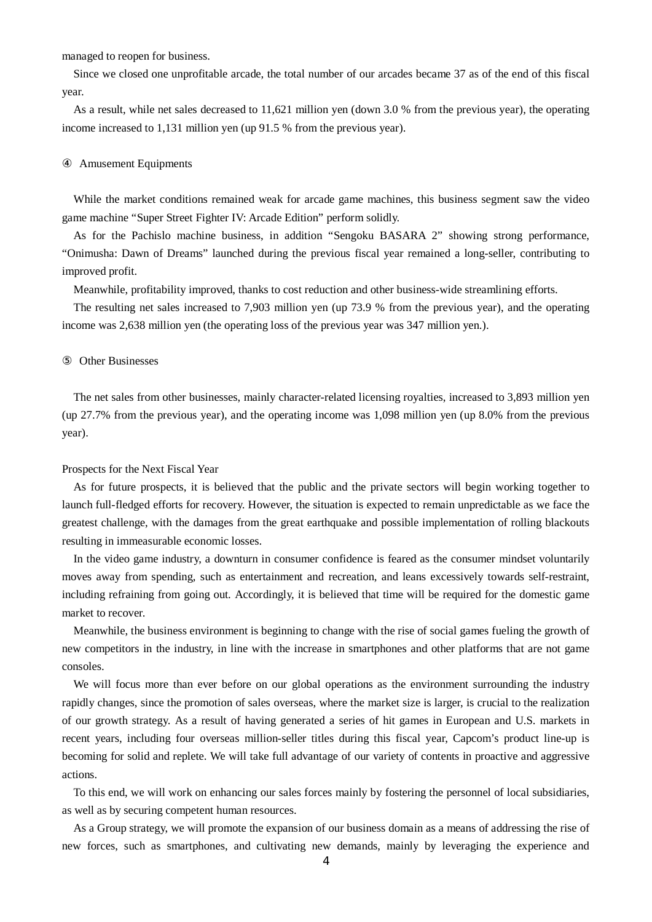managed to reopen for business.

Since we closed one unprofitable arcade, the total number of our arcades became 37 as of the end of this fiscal year.

As a result, while net sales decreased to 11,621 million yen (down 3.0 % from the previous year), the operating income increased to 1,131 million yen (up 91.5 % from the previous year).

④ Amusement Equipments

While the market conditions remained weak for arcade game machines, this business segment saw the video game machine “Super Street Fighter IV: Arcade Edition” perform solidly.

As for the Pachislo machine business, in addition “Sengoku BASARA 2” showing strong performance, “Onimusha: Dawn of Dreams” launched during the previous fiscal year remained a long-seller, contributing to improved profit.

Meanwhile, profitability improved, thanks to cost reduction and other business-wide streamlining efforts.

The resulting net sales increased to 7,903 million yen (up 73.9 % from the previous year), and the operating income was 2,638 million yen (the operating loss of the previous year was 347 million yen.).

⑤ Other Businesses

The net sales from other businesses, mainly character-related licensing royalties, increased to 3,893 million yen (up 27.7% from the previous year), and the operating income was 1,098 million yen (up 8.0% from the previous year).

Prospects for the Next Fiscal Year

As for future prospects, it is believed that the public and the private sectors will begin working together to launch full-fledged efforts for recovery. However, the situation is expected to remain unpredictable as we face the greatest challenge, with the damages from the great earthquake and possible implementation of rolling blackouts resulting in immeasurable economic losses.

In the video game industry, a downturn in consumer confidence is feared as the consumer mindset voluntarily moves away from spending, such as entertainment and recreation, and leans excessively towards self-restraint, including refraining from going out. Accordingly, it is believed that time will be required for the domestic game market to recover.

Meanwhile, the business environment is beginning to change with the rise of social games fueling the growth of new competitors in the industry, in line with the increase in smartphones and other platforms that are not game consoles.

We will focus more than ever before on our global operations as the environment surrounding the industry rapidly changes, since the promotion of sales overseas, where the market size is larger, is crucial to the realization of our growth strategy. As a result of having generated a series of hit games in European and U.S. markets in recent years, including four overseas million-seller titles during this fiscal year, Capcom’s product line-up is becoming for solid and replete. We will take full advantage of our variety of contents in proactive and aggressive actions.

To this end, we will work on enhancing our sales forces mainly by fostering the personnel of local subsidiaries, as well as by securing competent human resources.

As a Group strategy, we will promote the expansion of our business domain as a means of addressing the rise of new forces, such as smartphones, and cultivating new demands, mainly by leveraging the experience and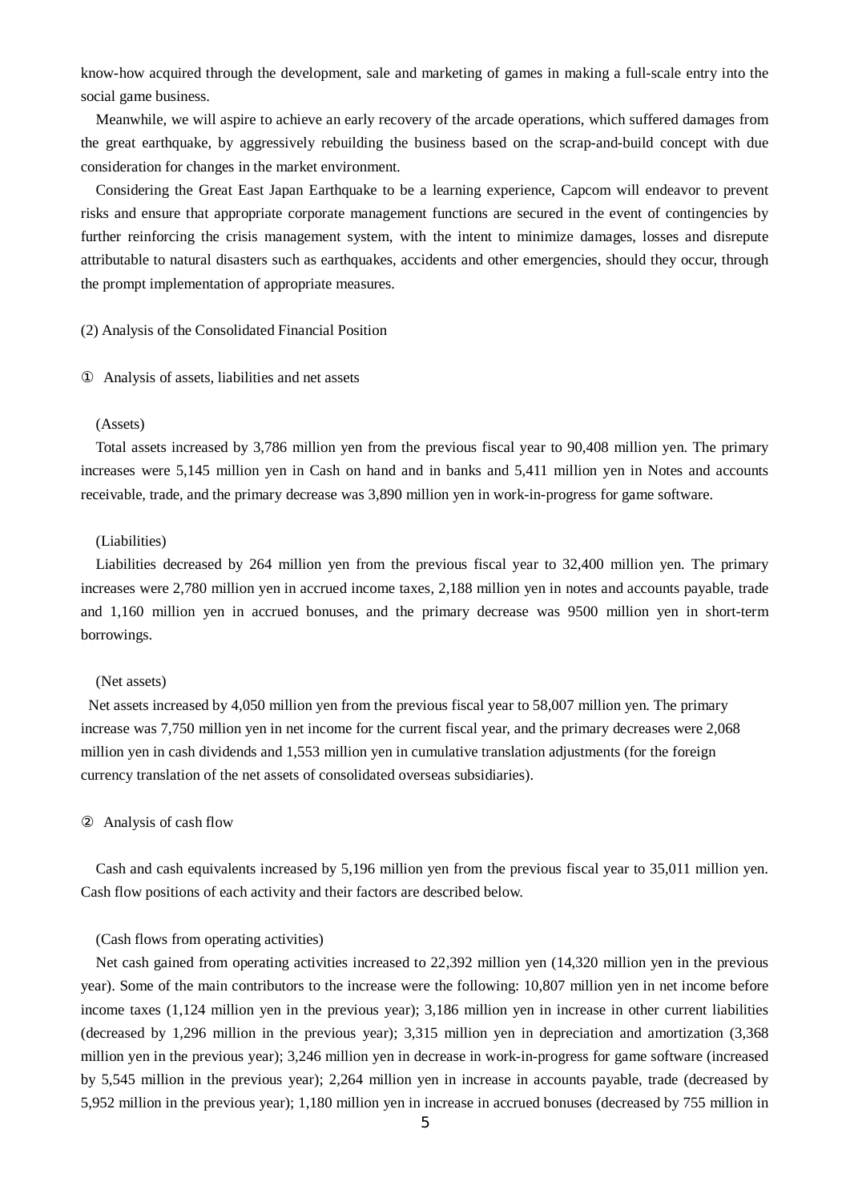know-how acquired through the development, sale and marketing of games in making a full-scale entry into the social game business.

Meanwhile, we will aspire to achieve an early recovery of the arcade operations, which suffered damages from the great earthquake, by aggressively rebuilding the business based on the scrap-and-build concept with due consideration for changes in the market environment.

Considering the Great East Japan Earthquake to be a learning experience, Capcom will endeavor to prevent risks and ensure that appropriate corporate management functions are secured in the event of contingencies by further reinforcing the crisis management system, with the intent to minimize damages, losses and disrepute attributable to natural disasters such as earthquakes, accidents and other emergencies, should they occur, through the prompt implementation of appropriate measures.

(2) Analysis of the Consolidated Financial Position

① Analysis of assets, liabilities and net assets

(Assets)

Total assets increased by 3,786 million yen from the previous fiscal year to 90,408 million yen. The primary increases were 5,145 million yen in Cash on hand and in banks and 5,411 million yen in Notes and accounts receivable, trade, and the primary decrease was 3,890 million yen in work-in-progress for game software.

(Liabilities)

Liabilities decreased by 264 million yen from the previous fiscal year to 32,400 million yen. The primary increases were 2,780 million yen in accrued income taxes, 2,188 million yen in notes and accounts payable, trade and 1,160 million yen in accrued bonuses, and the primary decrease was 9500 million yen in short-term borrowings.

(Net assets)

Net assets increased by 4,050 million yen from the previous fiscal year to 58,007 million yen. The primary increase was 7,750 million yen in net income for the current fiscal year, and the primary decreases were 2,068 million yen in cash dividends and 1,553 million yen in cumulative translation adjustments (for the foreign currency translation of the net assets of consolidated overseas subsidiaries).

② Analysis of cash flow

Cash and cash equivalents increased by 5,196 million yen from the previous fiscal year to 35,011 million yen. Cash flow positions of each activity and their factors are described below.

(Cash flows from operating activities)

Net cash gained from operating activities increased to 22,392 million yen (14,320 million yen in the previous year). Some of the main contributors to the increase were the following: 10,807 million yen in net income before income taxes (1,124 million yen in the previous year); 3,186 million yen in increase in other current liabilities (decreased by 1,296 million in the previous year); 3,315 million yen in depreciation and amortization (3,368 million yen in the previous year); 3,246 million yen in decrease in work-in-progress for game software (increased by 5,545 million in the previous year); 2,264 million yen in increase in accounts payable, trade (decreased by 5,952 million in the previous year); 1,180 million yen in increase in accrued bonuses (decreased by 755 million in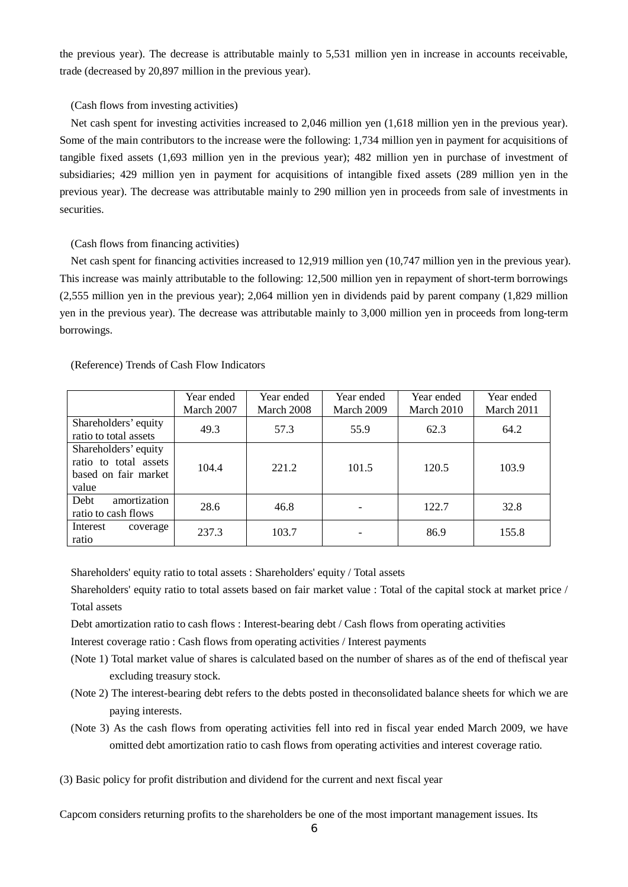the previous year). The decrease is attributable mainly to 5,531 million yen in increase in accounts receivable, trade (decreased by 20,897 million in the previous year).

(Cash flows from investing activities)

Net cash spent for investing activities increased to 2,046 million yen (1,618 million yen in the previous year). Some of the main contributors to the increase were the following: 1,734 million yen in payment for acquisitions of tangible fixed assets (1,693 million yen in the previous year); 482 million yen in purchase of investment of subsidiaries; 429 million yen in payment for acquisitions of intangible fixed assets (289 million yen in the previous year). The decrease was attributable mainly to 290 million yen in proceeds from sale of investments in securities.

(Cash flows from financing activities)

Net cash spent for financing activities increased to 12,919 million yen (10,747 million yen in the previous year). This increase was mainly attributable to the following: 12,500 million yen in repayment of short-term borrowings (2,555 million yen in the previous year); 2,064 million yen in dividends paid by parent company (1,829 million yen in the previous year). The decrease was attributable mainly to 3,000 million yen in proceeds from long-term borrowings.

(Reference) Trends of Cash Flow Indicators

| | Year ended March 2007 | Year ended March 2008 | Year ended March 2009 | Year ended March 2010 | Year ended March 2011 |
|---|---|---|---|---|---|
| Shareholders' equity ratio to total assets | 49.3 | 57.3 | 55.9 | 62.3 | 64.2 |
| Shareholders' equity ratio to total assets based on fair market value | 104.4 | 221.2 | 101.5 | 120.5 | 103.9 |
| Debt amortization ratio to cash flows | 28.6 | 46.8 | - | 122.7 | 32.8 |
| Interest coverage ratio | 237.3 | 103.7 | - | 86.9 | 155.8 |

Shareholders' equity ratio to total assets : Shareholders' equity / Total assets

Shareholders' equity ratio to total assets based on fair market value : Total of the capital stock at market price / Total assets

Debt amortization ratio to cash flows : Interest-bearing debt / Cash flows from operating activities

Interest coverage ratio : Cash flows from operating activities / Interest payments

(Note 1) Total market value of shares is calculated based on the number of shares as of the end of thefiscal year excluding treasury stock.

(Note 2) The interest-bearing debt refers to the debts posted in theconsolidated balance sheets for which we are paying interests.

(Note 3) As the cash flows from operating activities fell into red in fiscal year ended March 2009, we have omitted debt amortization ratio to cash flows from operating activities and interest coverage ratio.

(3) Basic policy for profit distribution and dividend for the current and next fiscal year

Capcom considers returning profits to the shareholders be one of the most important management issues. Its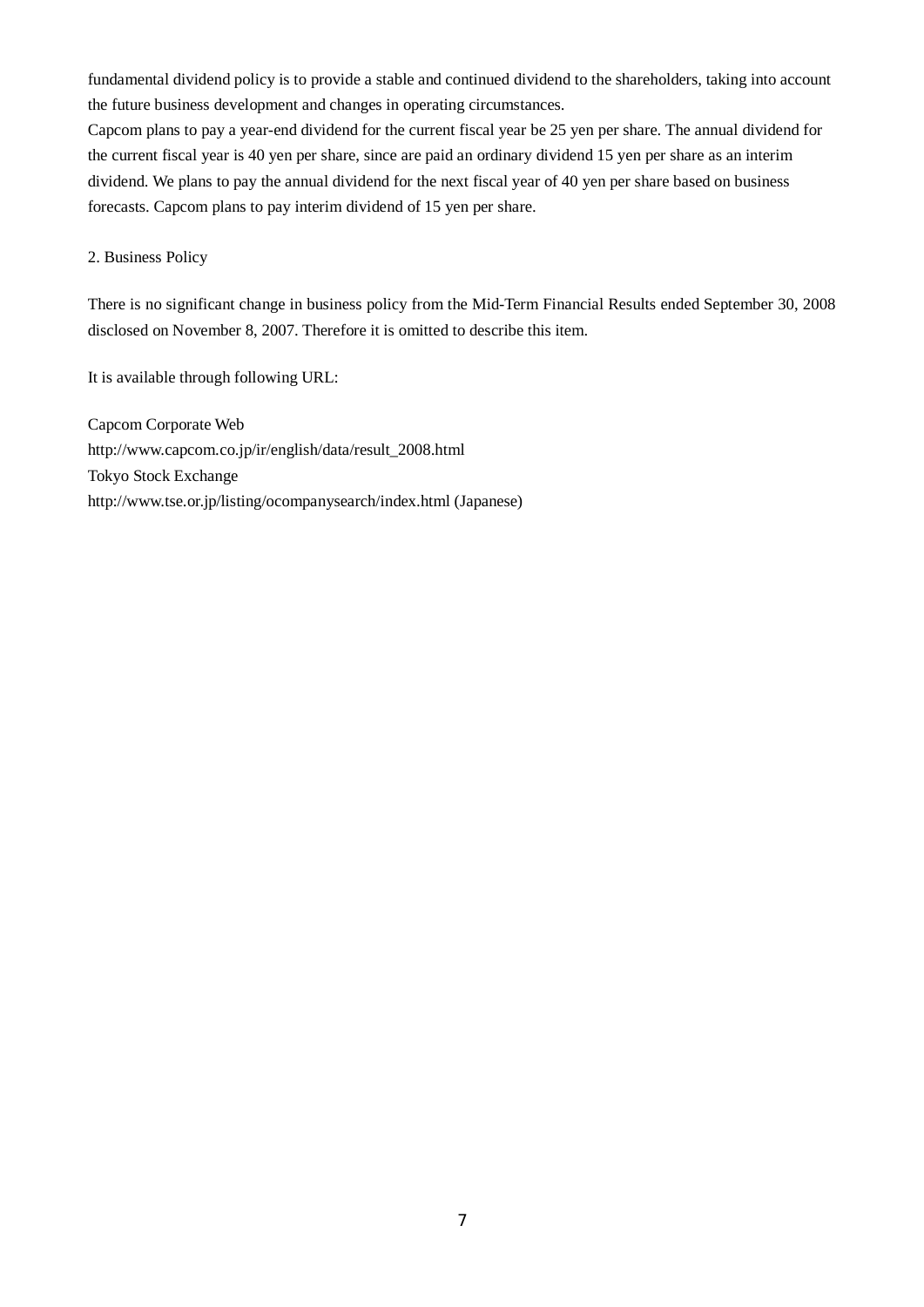fundamental dividend policy is to provide a stable and continued dividend to the shareholders, taking into account the future business development and changes in operating circumstances.

Capcom plans to pay a year-end dividend for the current fiscal year be 25 yen per share. The annual dividend for the current fiscal year is 40 yen per share, since are paid an ordinary dividend 15 yen per share as an interim dividend. We plans to pay the annual dividend for the next fiscal year of 40 yen per share based on business forecasts. Capcom plans to pay interim dividend of 15 yen per share.

## 2. Business Policy

There is no significant change in business policy from the Mid-Term Financial Results ended September 30, 2008 disclosed on November 8, 2007. Therefore it is omitted to describe this item.

It is available through following URL:

Capcom Corporate Web
http://www.capcom.co.jp/ir/english/data/result_2008.html
Tokyo Stock Exchange
http://www.tse.or.jp/listing/ocompanysearch/index.html (Japanese)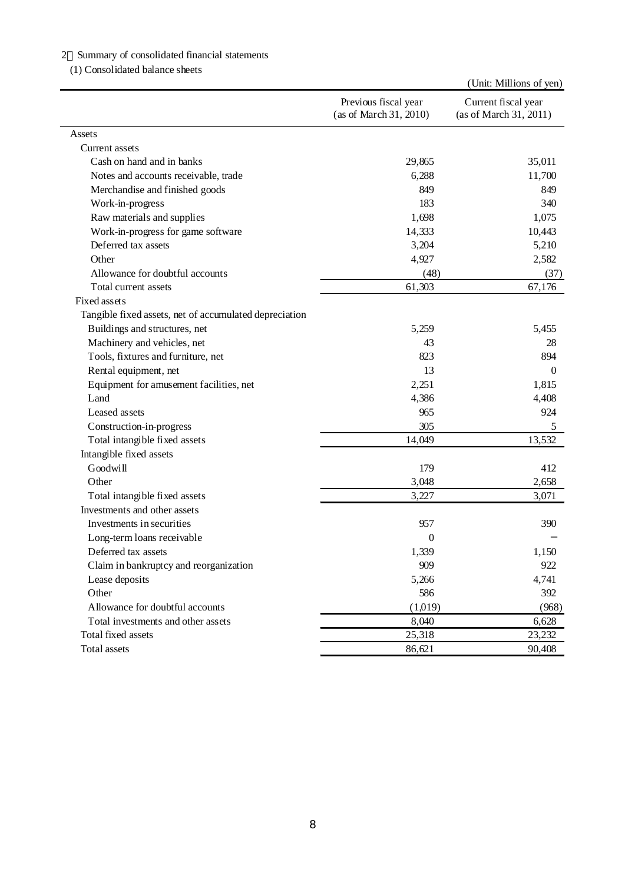2　Summary of consolidated financial statements

(1) Consolidated balance sheets

(Unit: Millions of yen)

| | Previous fiscal year (as of March 31, 2010) | Current fiscal year (as of March 31, 2011) |
|---|---|---|
| Assets | | |
| Current assets | | |
| Cash on hand and in banks | 29,865 | 35,011 |
| Notes and accounts receivable, trade | 6,288 | 11,700 |
| Merchandise and finished goods | 849 | 849 |
| Work-in-progress | 183 | 340 |
| Raw materials and supplies | 1,698 | 1,075 |
| Work-in-progress for game software | 14,333 | 10,443 |
| Deferred tax assets | 3,204 | 5,210 |
| Other | 4,927 | 2,582 |
| Allowance for doubtful accounts | (48) | (37) |
| Total current assets | 61,303 | 67,176 |
| Fixed assets | | |
| Tangible fixed assets, net of accumulated depreciation | | |
| Buildings and structures, net | 5,259 | 5,455 |
| Machinery and vehicles, net | 43 | 28 |
| Tools, fixtures and furniture, net | 823 | 894 |
| Rental equipment, net | 13 | 0 |
| Equipment for amusement facilities, net | 2,251 | 1,815 |
| Land | 4,386 | 4,408 |
| Leased assets | 965 | 924 |
| Construction-in-progress | 305 | 5 |
| Total intangible fixed assets | 14,049 | 13,532 |
| Intangible fixed assets | | |
| Goodwill | 179 | 412 |
| Other | 3,048 | 2,658 |
| Total intangible fixed assets | 3,227 | 3,071 |
| Investments and other assets | | |
| Investments in securities | 957 | 390 |
| Long-term loans receivable | 0 | − |
| Deferred tax assets | 1,339 | 1,150 |
| Claim in bankruptcy and reorganization | 909 | 922 |
| Lease deposits | 5,266 | 4,741 |
| Other | 586 | 392 |
| Allowance for doubtful accounts | (1,019) | (968) |
| Total investments and other assets | 8,040 | 6,628 |
| Total fixed assets | 25,318 | 23,232 |
| Total assets | 86,621 | 90,408 |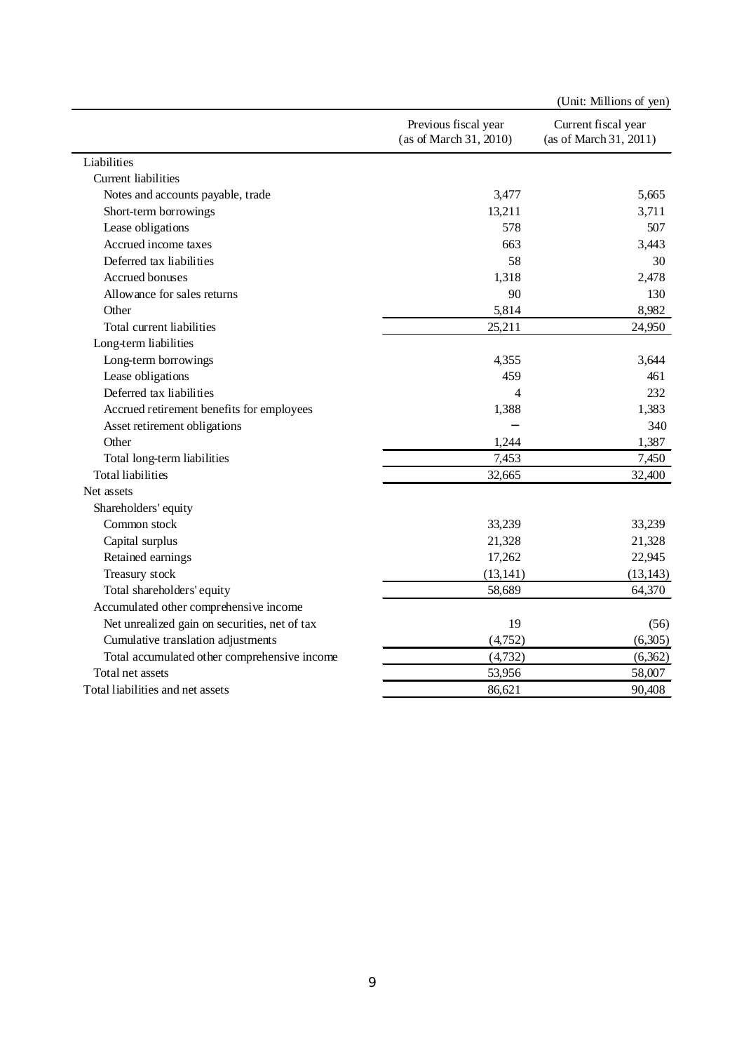(Unit: Millions of yen)

| | Previous fiscal year (as of March 31, 2010) | Current fiscal year (as of March 31, 2011) |
|---|---|---|
| Liabilities | | |
| Current liabilities | | |
| Notes and accounts payable, trade | 3,477 | 5,665 |
| Short-term borrowings | 13,211 | 3,711 |
| Lease obligations | 578 | 507 |
| Accrued income taxes | 663 | 3,443 |
| Deferred tax liabilities | 58 | 30 |
| Accrued bonuses | 1,318 | 2,478 |
| Allowance for sales returns | 90 | 130 |
| Other | 5,814 | 8,982 |
| Total current liabilities | 25,211 | 24,950 |
| Long-term liabilities | | |
| Long-term borrowings | 4,355 | 3,644 |
| Lease obligations | 459 | 461 |
| Deferred tax liabilities | 4 | 232 |
| Accrued retirement benefits for employees | 1,388 | 1,383 |
| Asset retirement obligations | – | 340 |
| Other | 1,244 | 1,387 |
| Total long-term liabilities | 7,453 | 7,450 |
| Total liabilities | 32,665 | 32,400 |
| Net assets | | |
| Shareholders' equity | | |
| Common stock | 33,239 | 33,239 |
| Capital surplus | 21,328 | 21,328 |
| Retained earnings | 17,262 | 22,945 |
| Treasury stock | (13,141) | (13,143) |
| Total shareholders' equity | 58,689 | 64,370 |
| Accumulated other comprehensive income | | |
| Net unrealized gain on securities, net of tax | 19 | (56) |
| Cumulative translation adjustments | (4,752) | (6,305) |
| Total accumulated other comprehensive income | (4,732) | (6,362) |
| Total net assets | 53,956 | 58,007 |
| Total liabilities and net assets | 86,621 | 90,408 |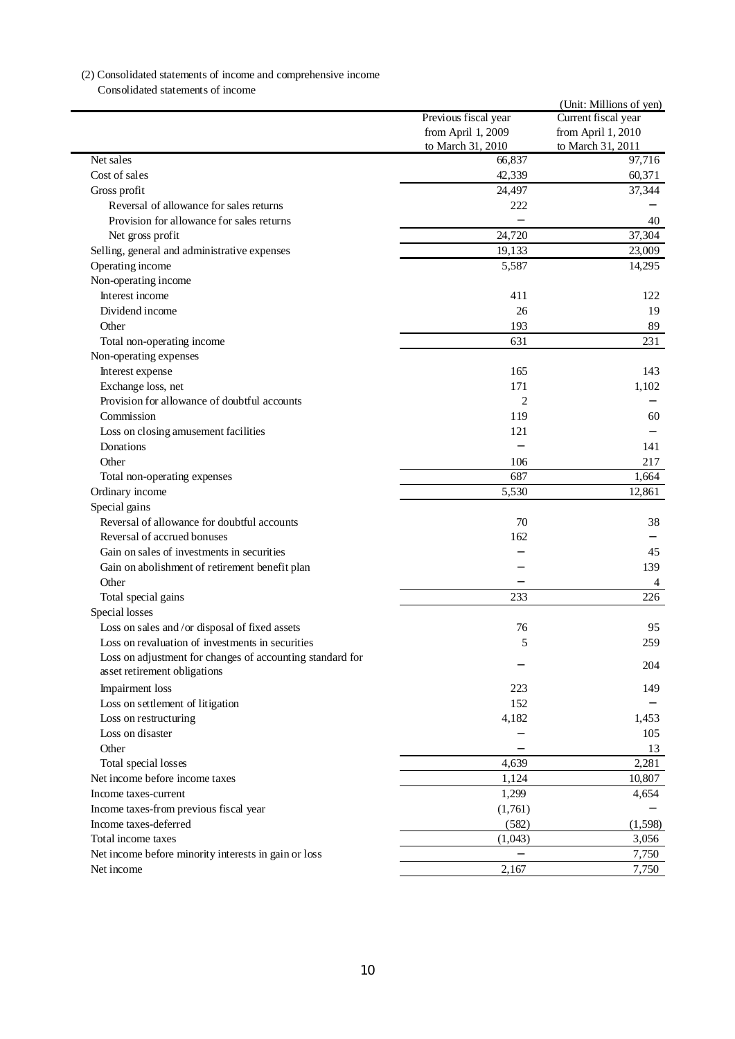(2) Consolidated statements of income and comprehensive income

Consolidated statements of income

(Unit: Millions of yen)

| | Previous fiscal year from April 1, 2009 to March 31, 2010 | Current fiscal year from April 1, 2010 to March 31, 2011 |
|---|---|---|
| Net sales | 66,837 | 97,716 |
| Cost of sales | 42,339 | 60,371 |
| Gross profit | 24,497 | 37,344 |
| Reversal of allowance for sales returns | 222 | − |
| Provision for allowance for sales returns | − | 40 |
| Net gross profit | 24,720 | 37,304 |
| Selling, general and administrative expenses | 19,133 | 23,009 |
| Operating income | 5,587 | 14,295 |
| Non-operating income | | |
| Interest income | 411 | 122 |
| Dividend income | 26 | 19 |
| Other | 193 | 89 |
| Total non-operating income | 631 | 231 |
| Non-operating expenses | | |
| Interest expense | 165 | 143 |
| Exchange loss, net | 171 | 1,102 |
| Provision for allowance of doubtful accounts | 2 | − |
| Commission | 119 | 60 |
| Loss on closing amusement facilities | 121 | − |
| Donations | − | 141 |
| Other | 106 | 217 |
| Total non-operating expenses | 687 | 1,664 |
| Ordinary income | 5,530 | 12,861 |
| Special gains | | |
| Reversal of allowance for doubtful accounts | 70 | 38 |
| Reversal of accrued bonuses | 162 | − |
| Gain on sales of investments in securities | − | 45 |
| Gain on abolishment of retirement benefit plan | − | 139 |
| Other | − | 4 |
| Total special gains | 233 | 226 |
| Special losses | | |
| Loss on sales and /or disposal of fixed assets | 76 | 95 |
| Loss on revaluation of investments in securities | 5 | 259 |
| Loss on adjustment for changes of accounting standard for asset retirement obligations | − | 204 |
| Impairment loss | 223 | 149 |
| Loss on settlement of litigation | 152 | − |
| Loss on restructuring | 4,182 | 1,453 |
| Loss on disaster | − | 105 |
| Other | − | 13 |
| Total special losses | 4,639 | 2,281 |
| Net income before income taxes | 1,124 | 10,807 |
| Income taxes-current | 1,299 | 4,654 |
| Income taxes-from previous fiscal year | (1,761) | − |
| Income taxes-deferred | (582) | (1,598) |
| Total income taxes | (1,043) | 3,056 |
| Net income before minority interests in gain or loss | − | 7,750 |
| Net income | 2,167 | 7,750 |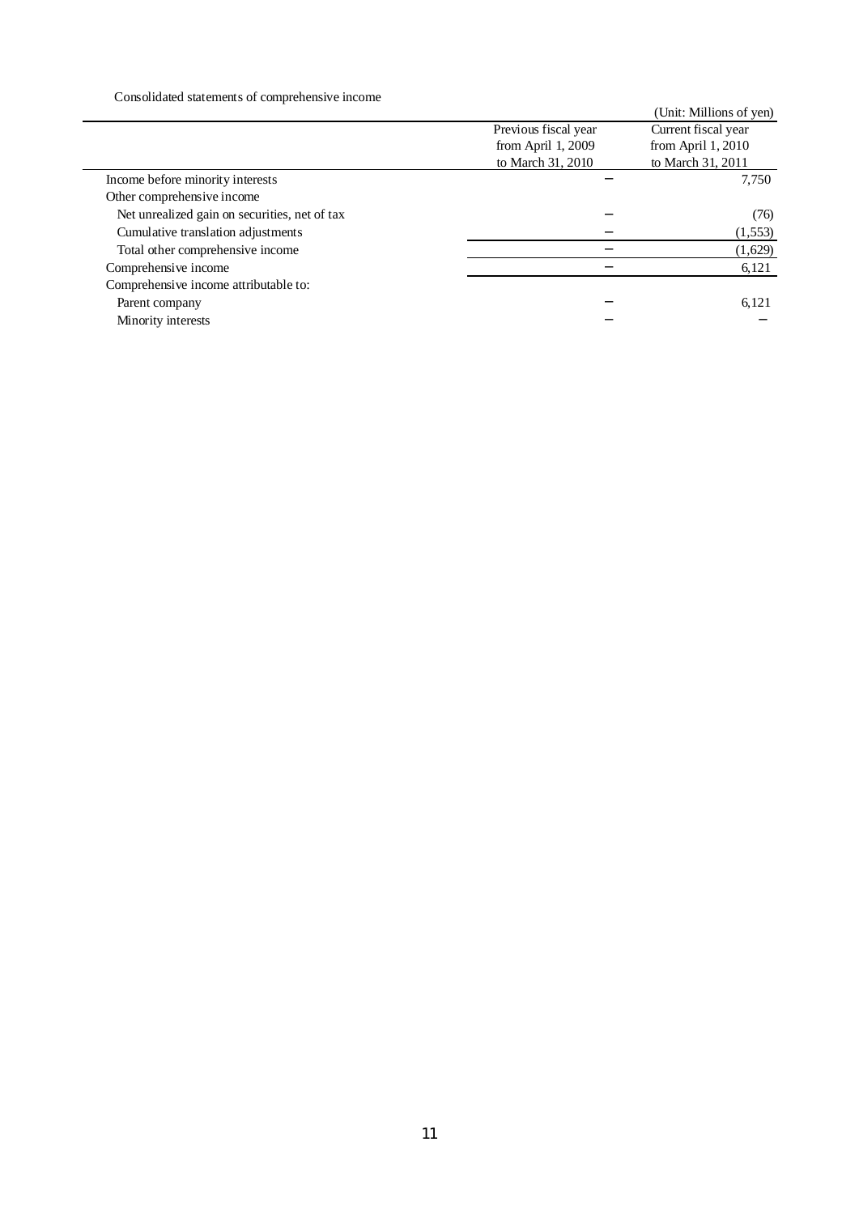Consolidated statements of comprehensive income

(Unit: Millions of yen)

| | Previous fiscal year from April 1, 2009 to March 31, 2010 | Current fiscal year from April 1, 2010 to March 31, 2011 |
|---|---|---|
| Income before minority interests | − | 7,750 |
| Other comprehensive income | | |
| Net unrealized gain on securities, net of tax | − | (76) |
| Cumulative translation adjustments | − | (1,553) |
| Total other comprehensive income | − | (1,629) |
| Comprehensive income | − | 6,121 |
| Comprehensive income attributable to: | | |
| Parent company | − | 6,121 |
| Minority interests | − | − |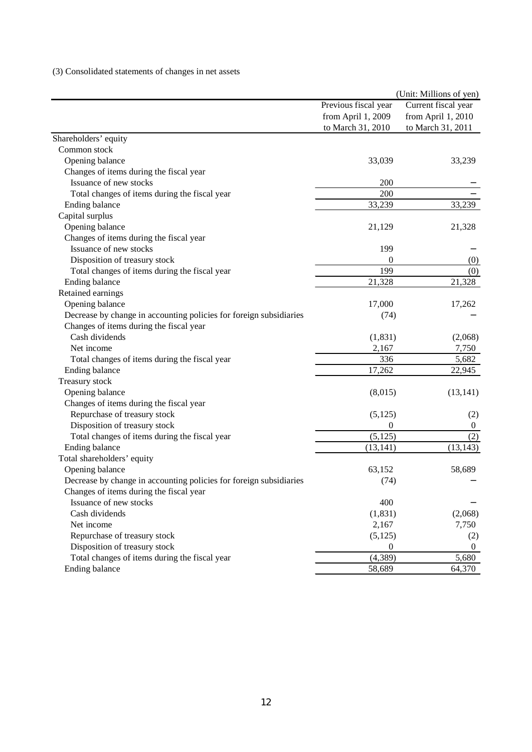(3) Consolidated statements of changes in net assets

(Unit: Millions of yen)

| | Previous fiscal year from April 1, 2009 to March 31, 2010 | Current fiscal year from April 1, 2010 to March 31, 2011 |
|---|---|---|
| Shareholders' equity | | |
| Common stock | | |
| Opening balance | 33,039 | 33,239 |
| Changes of items during the fiscal year | | |
| Issuance of new stocks | 200 | − |
| Total changes of items during the fiscal year | 200 | − |
| Ending balance | 33,239 | 33,239 |
| Capital surplus | | |
| Opening balance | 21,129 | 21,328 |
| Changes of items during the fiscal year | | |
| Issuance of new stocks | 199 | − |
| Disposition of treasury stock | 0 | (0) |
| Total changes of items during the fiscal year | 199 | (0) |
| Ending balance | 21,328 | 21,328 |
| Retained earnings | | |
| Opening balance | 17,000 | 17,262 |
| Decrease by change in accounting policies for foreign subsidiaries | (74) | − |
| Changes of items during the fiscal year | | |
| Cash dividends | (1,831) | (2,068) |
| Net income | 2,167 | 7,750 |
| Total changes of items during the fiscal year | 336 | 5,682 |
| Ending balance | 17,262 | 22,945 |
| Treasury stock | | |
| Opening balance | (8,015) | (13,141) |
| Changes of items during the fiscal year | | |
| Repurchase of treasury stock | (5,125) | (2) |
| Disposition of treasury stock | 0 | 0 |
| Total changes of items during the fiscal year | (5,125) | (2) |
| Ending balance | (13,141) | (13,143) |
| Total shareholders' equity | | |
| Opening balance | 63,152 | 58,689 |
| Decrease by change in accounting policies for foreign subsidiaries | (74) | − |
| Changes of items during the fiscal year | | |
| Issuance of new stocks | 400 | − |
| Cash dividends | (1,831) | (2,068) |
| Net income | 2,167 | 7,750 |
| Repurchase of treasury stock | (5,125) | (2) |
| Disposition of treasury stock | 0 | 0 |
| Total changes of items during the fiscal year | (4,389) | 5,680 |
| Ending balance | 58,689 | 64,370 |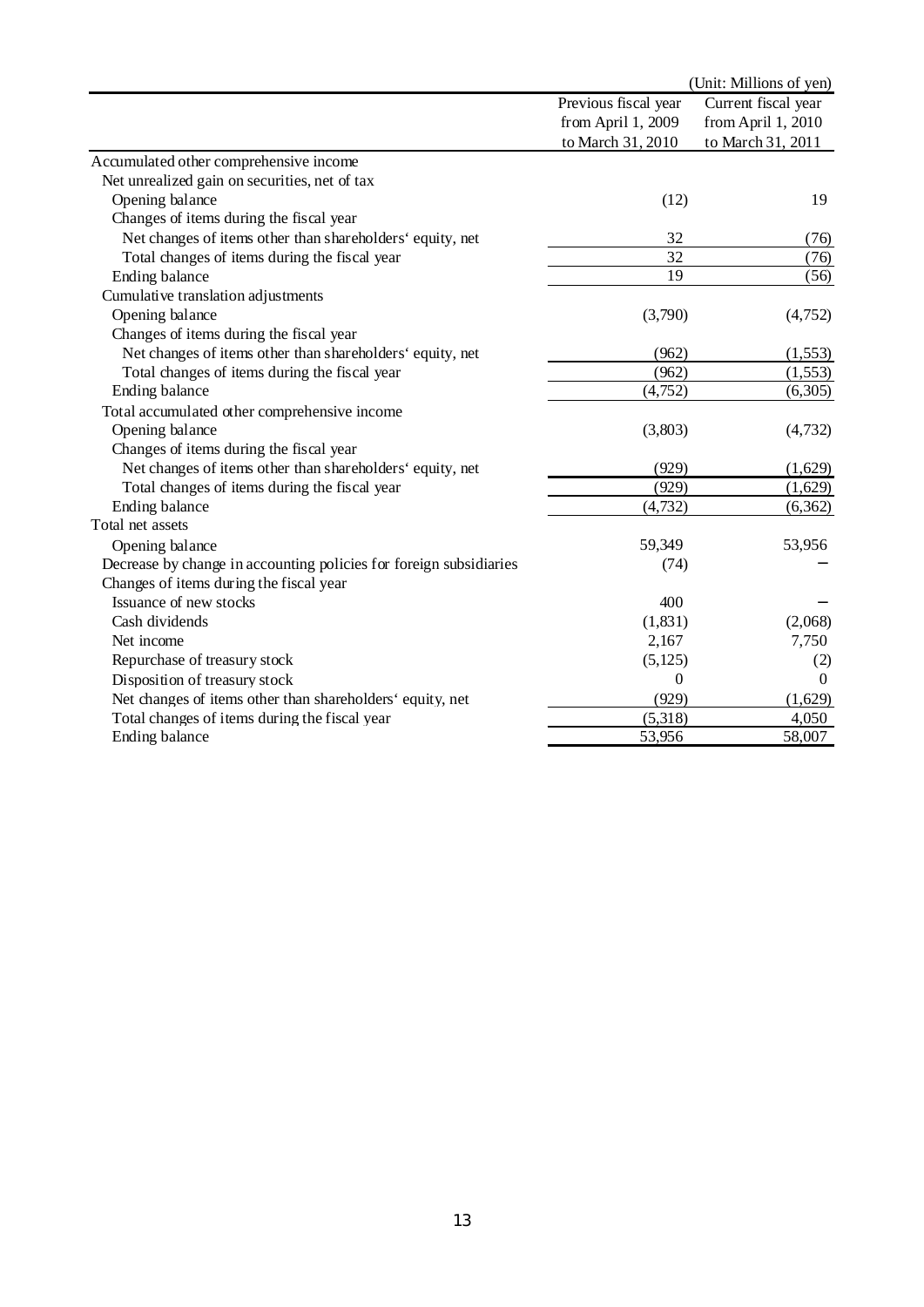(Unit: Millions of yen)

| | Previous fiscal year from April 1, 2009 to March 31, 2010 | Current fiscal year from April 1, 2010 to March 31, 2011 |
|---|---|---|
| Accumulated other comprehensive income | | |
| Net unrealized gain on securities, net of tax | | |
| Opening balance | (12) | 19 |
| Changes of items during the fiscal year | | |
| Net changes of items other than shareholders' equity, net | 32 | (76) |
| Total changes of items during the fiscal year | 32 | (76) |
| Ending balance | 19 | (56) |
| Cumulative translation adjustments | | |
| Opening balance | (3,790) | (4,752) |
| Changes of items during the fiscal year | | |
| Net changes of items other than shareholders' equity, net | (962) | (1,553) |
| Total changes of items during the fiscal year | (962) | (1,553) |
| Ending balance | (4,752) | (6,305) |
| Total accumulated other comprehensive income | | |
| Opening balance | (3,803) | (4,732) |
| Changes of items during the fiscal year | | |
| Net changes of items other than shareholders' equity, net | (929) | (1,629) |
| Total changes of items during the fiscal year | (929) | (1,629) |
| Ending balance | (4,732) | (6,362) |
| Total net assets | | |
| Opening balance | 59,349 | 53,956 |
| Decrease by change in accounting policies for foreign subsidiaries | (74) | − |
| Changes of items during the fiscal year | | |
| Issuance of new stocks | 400 | − |
| Cash dividends | (1,831) | (2,068) |
| Net income | 2,167 | 7,750 |
| Repurchase of treasury stock | (5,125) | (2) |
| Disposition of treasury stock | 0 | 0 |
| Net changes of items other than shareholders' equity, net | (929) | (1,629) |
| Total changes of items during the fiscal year | (5,318) | 4,050 |
| Ending balance | 53,956 | 58,007 |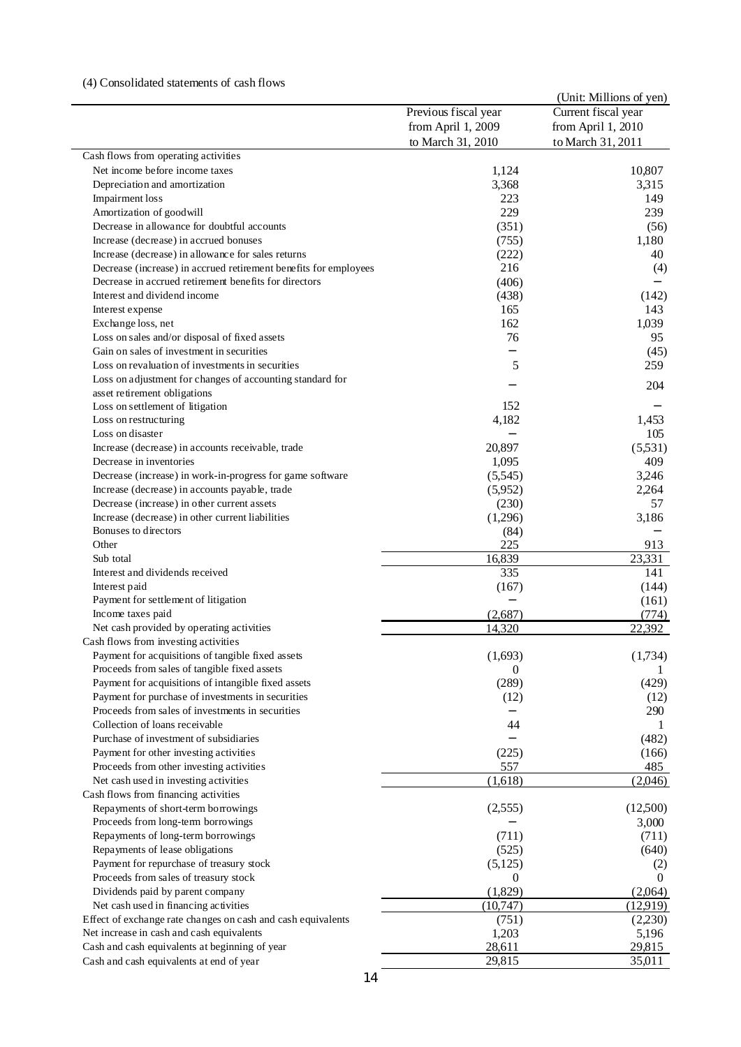### (4) Consolidated statements of cash flows

(Unit: Millions of yen)

| | Previous fiscal year from April 1, 2009 to March 31, 2010 | Current fiscal year from April 1, 2010 to March 31, 2011 |
|---|---|---|
| Cash flows from operating activities | | |
| Net income before income taxes | 1,124 | 10,807 |
| Depreciation and amortization | 3,368 | 3,315 |
| Impairment loss | 223 | 149 |
| Amortization of goodwill | 229 | 239 |
| Decrease in allowance for doubtful accounts | (351) | (56) |
| Increase (decrease) in accrued bonuses | (755) | 1,180 |
| Increase (decrease) in allowance for sales returns | (222) | 40 |
| Decrease (increase) in accrued retirement benefits for employees | 216 | (4) |
| Decrease in accrued retirement benefits for directors | (406) | － |
| Interest and dividend income | (438) | (142) |
| Interest expense | 165 | 143 |
| Exchange loss, net | 162 | 1,039 |
| Loss on sales and/or disposal of fixed assets | 76 | 95 |
| Gain on sales of investment in securities | － | (45) |
| Loss on revaluation of investments in securities | 5 | 259 |
| Loss on adjustment for changes of accounting standard for asset retirement obligations | － | 204 |
| Loss on settlement of litigation | 152 | － |
| Loss on restructuring | 4,182 | 1,453 |
| Loss on disaster | － | 105 |
| Increase (decrease) in accounts receivable, trade | 20,897 | (5,531) |
| Decrease in inventories | 1,095 | 409 |
| Decrease (increase) in work-in-progress for game software | (5,545) | 3,246 |
| Increase (decrease) in accounts payable, trade | (5,952) | 2,264 |
| Decrease (increase) in other current assets | (230) | 57 |
| Increase (decrease) in other current liabilities | (1,296) | 3,186 |
| Bonuses to directors | (84) | － |
| Other | 225 | 913 |
| Sub total | 16,839 | 23,331 |
| Interest and dividends received | 335 | 141 |
| Interest paid | (167) | (144) |
| Payment for settlement of litigation | － | (161) |
| Income taxes paid | (2,687) | (774) |
| Net cash provided by operating activities | 14,320 | 22,392 |
| Cash flows from investing activities | | |
| Payment for acquisitions of tangible fixed assets | (1,693) | (1,734) |
| Proceeds from sales of tangible fixed assets | 0 | 1 |
| Payment for acquisitions of intangible fixed assets | (289) | (429) |
| Payment for purchase of investments in securities | (12) | (12) |
| Proceeds from sales of investments in securities | － | 290 |
| Collection of loans receivable | 44 | 1 |
| Purchase of investment of subsidiaries | － | (482) |
| Payment for other investing activities | (225) | (166) |
| Proceeds from other investing activities | 557 | 485 |
| Net cash used in investing activities | (1,618) | (2,046) |
| Cash flows from financing activities | | |
| Repayments of short-term borrowings | (2,555) | (12,500) |
| Proceeds from long-term borrowings | － | 3,000 |
| Repayments of long-term borrowings | (711) | (711) |
| Repayments of lease obligations | (525) | (640) |
| Payment for repurchase of treasury stock | (5,125) | (2) |
| Proceeds from sales of treasury stock | 0 | 0 |
| Dividends paid by parent company | (1,829) | (2,064) |
| Net cash used in financing activities | (10,747) | (12,919) |
| Effect of exchange rate changes on cash and cash equivalents | (751) | (2,230) |
| Net increase in cash and cash equivalents | 1,203 | 5,196 |
| Cash and cash equivalents at beginning of year | 28,611 | 29,815 |
| Cash and cash equivalents at end of year | 29,815 | 35,011 |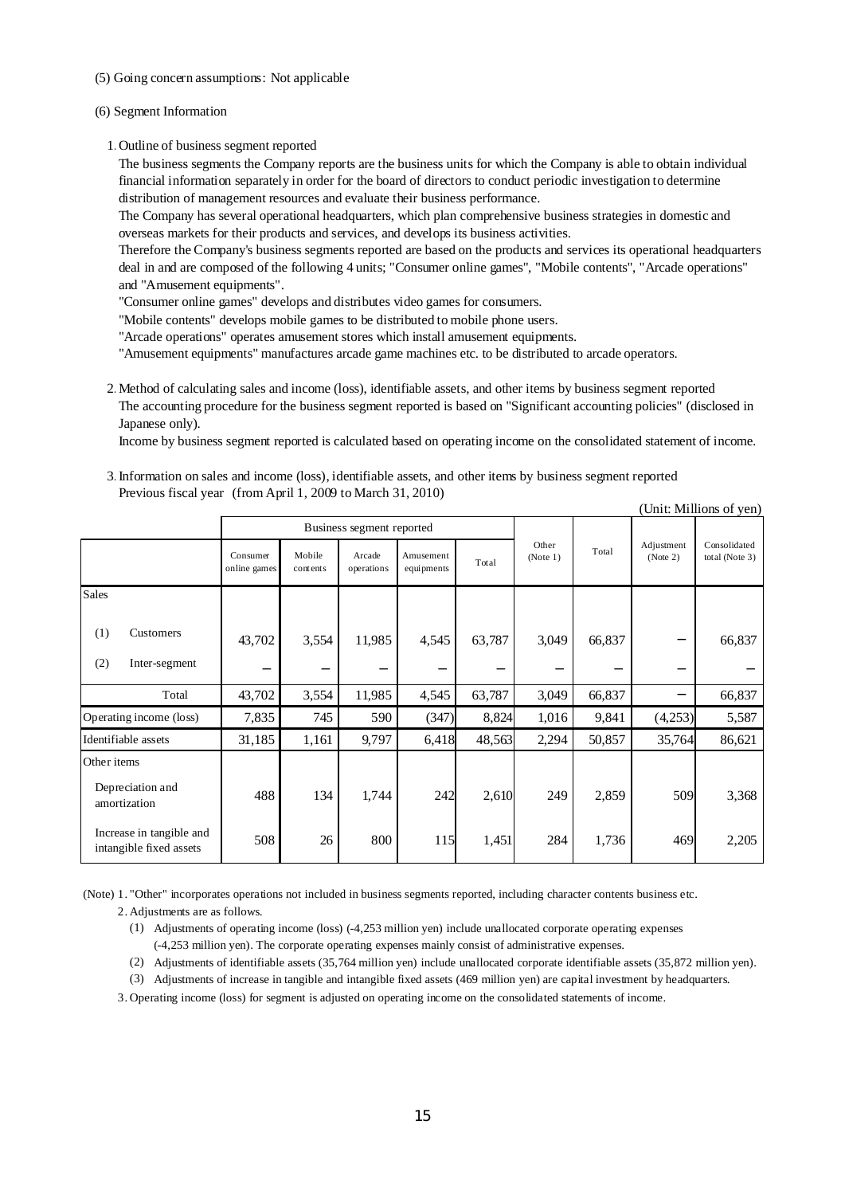(5) Going concern assumptions: Not applicable

(6) Segment Information

1. Outline of business segment reported

The business segments the Company reports are the business units for which the Company is able to obtain individual financial information separately in order for the board of directors to conduct periodic investigation to determine distribution of management resources and evaluate their business performance.

The Company has several operational headquarters, which plan comprehensive business strategies in domestic and overseas markets for their products and services, and develops its business activities.

Therefore the Company's business segments reported are based on the products and services its operational headquarters deal in and are composed of the following 4 units; "Consumer online games", "Mobile contents", "Arcade operations" and "Amusement equipments".

"Consumer online games" develops and distributes video games for consumers.

"Mobile contents" develops mobile games to be distributed to mobile phone users.

"Arcade operations" operates amusement stores which install amusement equipments.

"Amusement equipments" manufactures arcade game machines etc. to be distributed to arcade operators.

2. Method of calculating sales and income (loss), identifiable assets, and other items by business segment reported

The accounting procedure for the business segment reported is based on "Significant accounting policies" (disclosed in Japanese only).

Income by business segment reported is calculated based on operating income on the consolidated statement of income.

3. Information on sales and income (loss), identifiable assets, and other items by business segment reported

Previous fiscal year (from April 1, 2009 to March 31, 2010)

(Unit: Millions of yen)

| | Business segment reported | | | | | Other (Note 1) | Total | Adjustment (Note 2) | Consolidated total (Note 3) |
|---|---|---|---|---|---|---|---|---|---|
| | Consumer online games | Mobile contents | Arcade operations | Amusement equipments | Total | | | | |
| Sales | | | | | | | | | |
| (1) Customers | 43,702 | 3,554 | 11,985 | 4,545 | 63,787 | 3,049 | 66,837 | − | 66,837 |
| (2) Inter-segment | − | − | − | − | − | − | − | − | − |
| Total | 43,702 | 3,554 | 11,985 | 4,545 | 63,787 | 3,049 | 66,837 | − | 66,837 |
| Operating income (loss) | 7,835 | 745 | 590 | (347) | 8,824 | 1,016 | 9,841 | (4,253) | 5,587 |
| Identifiable assets | 31,185 | 1,161 | 9,797 | 6,418 | 48,563 | 2,294 | 50,857 | 35,764 | 86,621 |
| Other items | | | | | | | | | |
| Depreciation and amortization | 488 | 134 | 1,744 | 242 | 2,610 | 249 | 2,859 | 509 | 3,368 |
| Increase in tangible and intangible fixed assets | 508 | 26 | 800 | 115 | 1,451 | 284 | 1,736 | 469 | 2,205 |

(Note) 1. "Other" incorporates operations not included in business segments reported, including character contents business etc.

2. Adjustments are as follows.

(1) Adjustments of operating income (loss) (-4,253 million yen) include unallocated corporate operating expenses (-4,253 million yen). The corporate operating expenses mainly consist of administrative expenses.

(2) Adjustments of identifiable assets (35,764 million yen) include unallocated corporate identifiable assets (35,872 million yen).

(3) Adjustments of increase in tangible and intangible fixed assets (469 million yen) are capital investment by headquarters.

3. Operating income (loss) for segment is adjusted on operating income on the consolidated statements of income.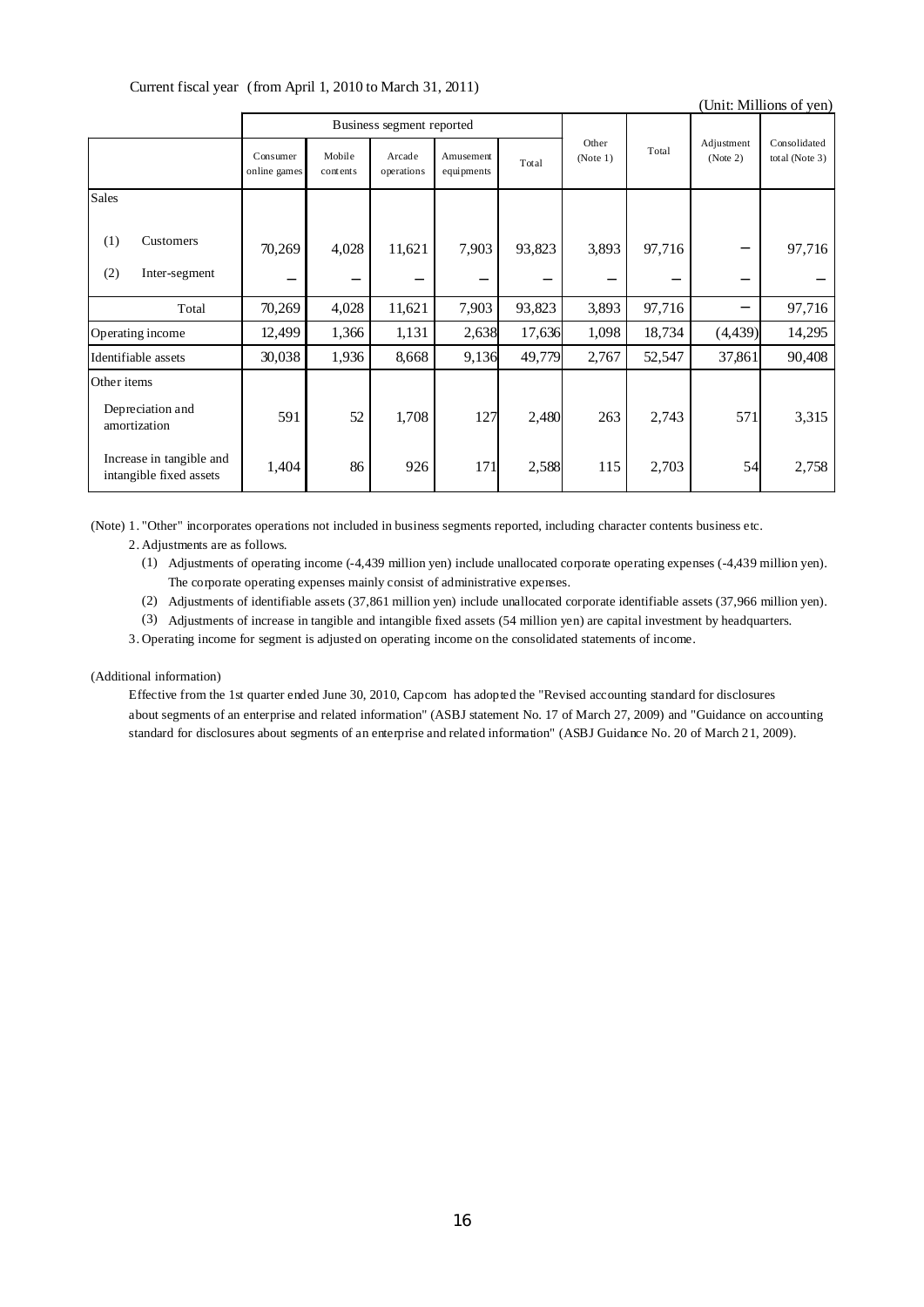Current fiscal year (from April 1, 2010 to March 31, 2011)

(Unit: Millions of yen)

| | Business segment reported | | | | | Other (Note 1) | Total | Adjustment (Note 2) | Consolidated total (Note 3) |
|---|---|---|---|---|---|---|---|---|---|
| | Consumer online games | Mobile contents | Arcade operations | Amusement equipments | Total | | | | |
| Sales | | | | | | | | | |
| (1) Customers | 70,269 | 4,028 | 11,621 | 7,903 | 93,823 | 3,893 | 97,716 | − | 97,716 |
| (2) Inter-segment | − | − | − | − | − | − | − | − | − |
| Total | 70,269 | 4,028 | 11,621 | 7,903 | 93,823 | 3,893 | 97,716 | − | 97,716 |
| Operating income | 12,499 | 1,366 | 1,131 | 2,638 | 17,636 | 1,098 | 18,734 | (4,439) | 14,295 |
| Identifiable assets | 30,038 | 1,936 | 8,668 | 9,136 | 49,779 | 2,767 | 52,547 | 37,861 | 90,408 |
| Other items | | | | | | | | | |
| Depreciation and amortization | 591 | 52 | 1,708 | 127 | 2,480 | 263 | 2,743 | 571 | 3,315 |
| Increase in tangible and intangible fixed assets | 1,404 | 86 | 926 | 171 | 2,588 | 115 | 2,703 | 54 | 2,758 |

(Note) 1. "Other" incorporates operations not included in business segments reported, including character contents business etc.

2. Adjustments are as follows.

(1) Adjustments of operating income (-4,439 million yen) include unallocated corporate operating expenses (-4,439 million yen). The corporate operating expenses mainly consist of administrative expenses.

(2) Adjustments of identifiable assets (37,861 million yen) include unallocated corporate identifiable assets (37,966 million yen).

(3) Adjustments of increase in tangible and intangible fixed assets (54 million yen) are capital investment by headquarters.

3. Operating income for segment is adjusted on operating income on the consolidated statements of income.

(Additional information)

Effective from the 1st quarter ended June 30, 2010, Capcom has adopted the "Revised accounting standard for disclosures about segments of an enterprise and related information" (ASBJ statement No. 17 of March 27, 2009) and "Guidance on accounting standard for disclosures about segments of an enterprise and related information" (ASBJ Guidance No. 20 of March 21, 2009).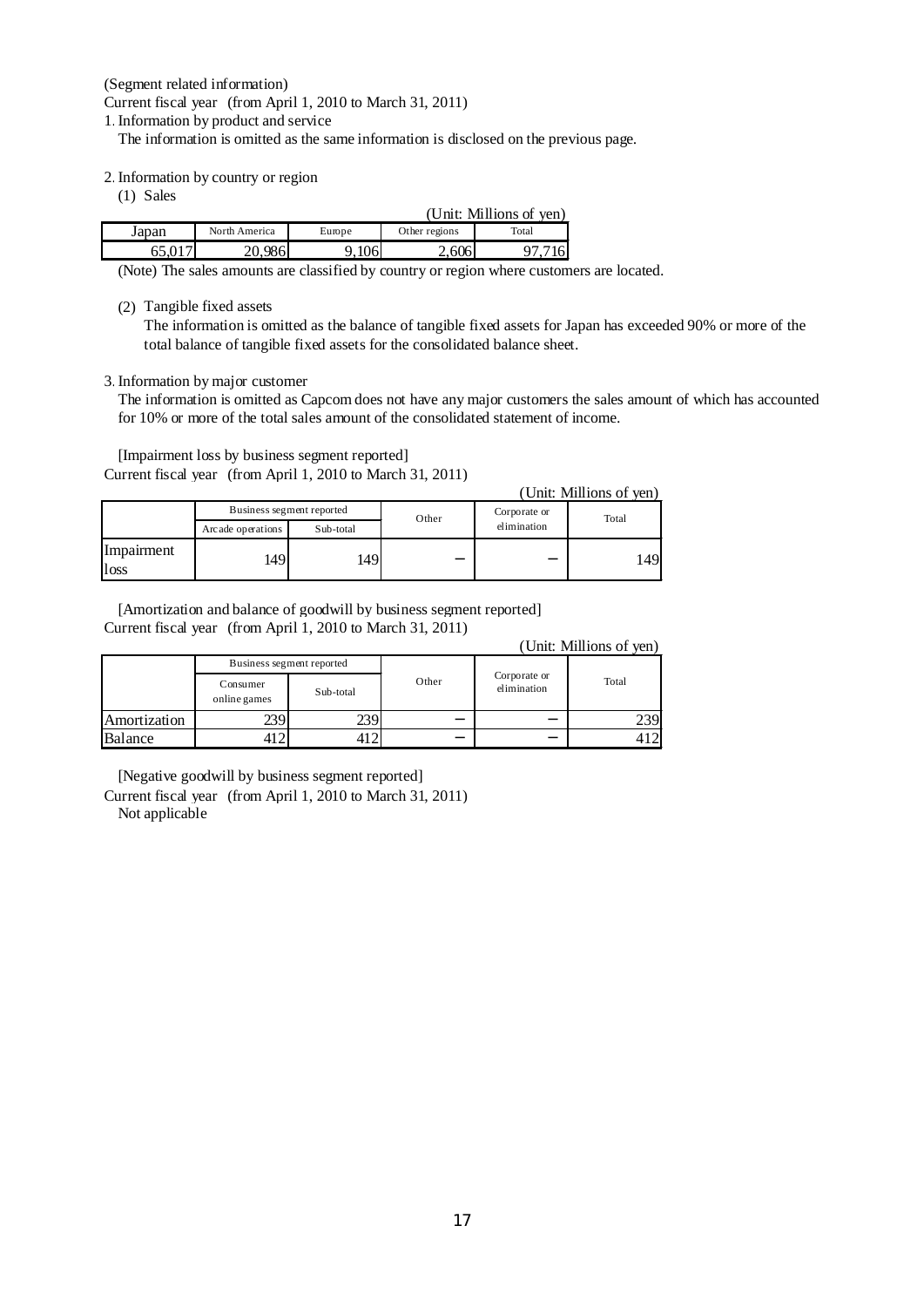(Segment related information)

Current fiscal year (from April 1, 2010 to March 31, 2011)

1. Information by product and service

The information is omitted as the same information is disclosed on the previous page.

2. Information by country or region

(1) Sales

(Unit: Millions of yen)

| Japan | North America | Europe | Other regions | Total |
|---|---|---|---|---|
| 65,017 | 20,986 | 9,106 | 2,606 | 97,716 |

(Note) The sales amounts are classified by country or region where customers are located.

(2) Tangible fixed assets

The information is omitted as the balance of tangible fixed assets for Japan has exceeded 90% or more of the total balance of tangible fixed assets for the consolidated balance sheet.

3. Information by major customer

The information is omitted as Capcom does not have any major customers the sales amount of which has accounted for 10% or more of the total sales amount of the consolidated statement of income.

[Impairment loss by business segment reported]

Current fiscal year (from April 1, 2010 to March 31, 2011)

(Unit: Millions of yen)

| | Business segment reported | | Other | Corporate or elimination | Total |
|---|---|---|---|---|---|
| | Arcade operations | Sub-total | | | |
| Impairment loss | 149 | 149 | — | — | 149 |

[Amortization and balance of goodwill by business segment reported]

Current fiscal year (from April 1, 2010 to March 31, 2011)

(Unit: Millions of yen)

| | Business segment reported | | Other | Corporate or elimination | Total |
|---|---|---|---|---|---|
| | Consumer online games | Sub-total | | | |
| Amortization | 239 | 239 | — | — | 239 |
| Balance | 412 | 412 | — | — | 412 |

[Negative goodwill by business segment reported]

Current fiscal year (from April 1, 2010 to March 31, 2011)

Not applicable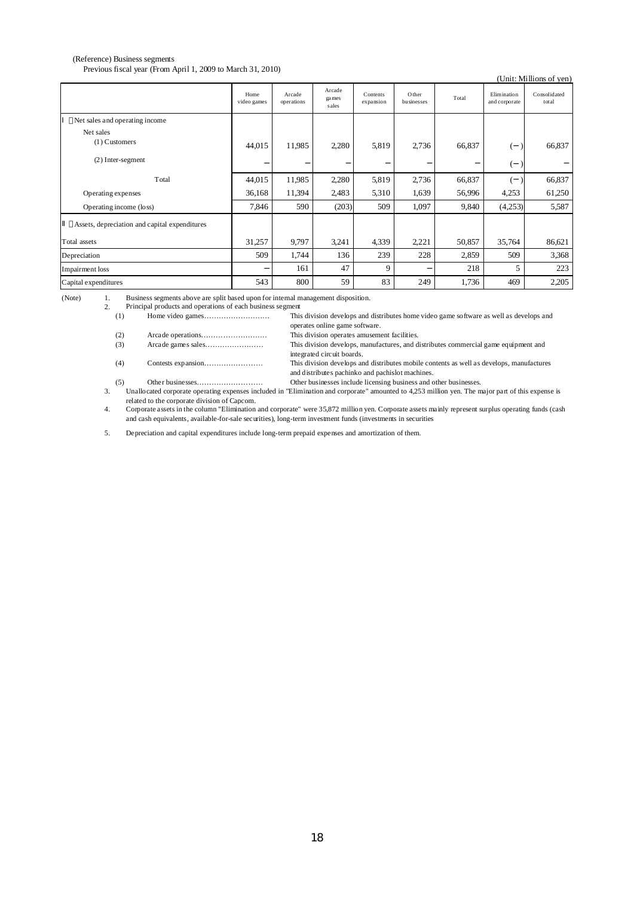(Reference) Business segments

Previous fiscal year (From April 1, 2009 to March 31, 2010)

(Unit: Millions of yen)

| | Home video games | Arcade operations | Arcade games sales | Contents expansion | Other businesses | Total | Elimination and corporate | Consolidated total |
|---|---|---|---|---|---|---|---|---|
| Ⅰ Net sales and operating income | | | | | | | | |
| Net sales | | | | | | | | |
| (1) Customers | 44,015 | 11,985 | 2,280 | 5,819 | 2,736 | 66,837 | (−) | 66,837 |
| (2) Inter-segment | − | − | − | − | − | − | (−) | − |
| Total | 44,015 | 11,985 | 2,280 | 5,819 | 2,736 | 66,837 | (−) | 66,837 |
| Operating expenses | 36,168 | 11,394 | 2,483 | 5,310 | 1,639 | 56,996 | 4,253 | 61,250 |
| Operating income (loss) | 7,846 | 590 | (203) | 509 | 1,097 | 9,840 | (4,253) | 5,587 |
| Ⅱ Assets, depreciation and capital expenditures | | | | | | | | |
| Total assets | 31,257 | 9,797 | 3,241 | 4,339 | 2,221 | 50,857 | 35,764 | 86,621 |
| Depreciation | 509 | 1,744 | 136 | 239 | 228 | 2,859 | 509 | 3,368 |
| Impairment loss | − | 161 | 47 | 9 | − | 218 | 5 | 223 |
| Capital expenditures | 543 | 800 | 59 | 83 | 249 | 1,736 | 469 | 2,205 |

(Note)

1. Business segments above are split based upon for internal management disposition.
2. Principal products and operations of each business segment
   - (1) Home video games……………………… This division develops and distributes home video game software as well as develops and operates online game software.
   - (2) Arcade operations……………………… This division operates amusement facilities.
   - (3) Arcade games sales…………………… This division develops, manufactures, and distributes commercial game equipment and integrated circuit boards.
   - (4) Contests expansion…………………… This division develops and distributes mobile contents as well as develops, manufactures and distributes pachinko and pachislot machines.
   - (5) Other businesses……………………… Other businesses include licensing business and other businesses.
3. Unallocated corporate operating expenses included in "Elimination and corporate" amounted to 4,253 million yen. The major part of this expense is related to the corporate division of Capcom.
4. Corporate assets in the column "Elimination and corporate" were 35,872 million yen. Corporate assets mainly represent surplus operating funds (cash and cash equivalents, available-for-sale securities), long-term investment funds (investments in securities
5. Depreciation and capital expenditures include long-term prepaid expenses and amortization of them.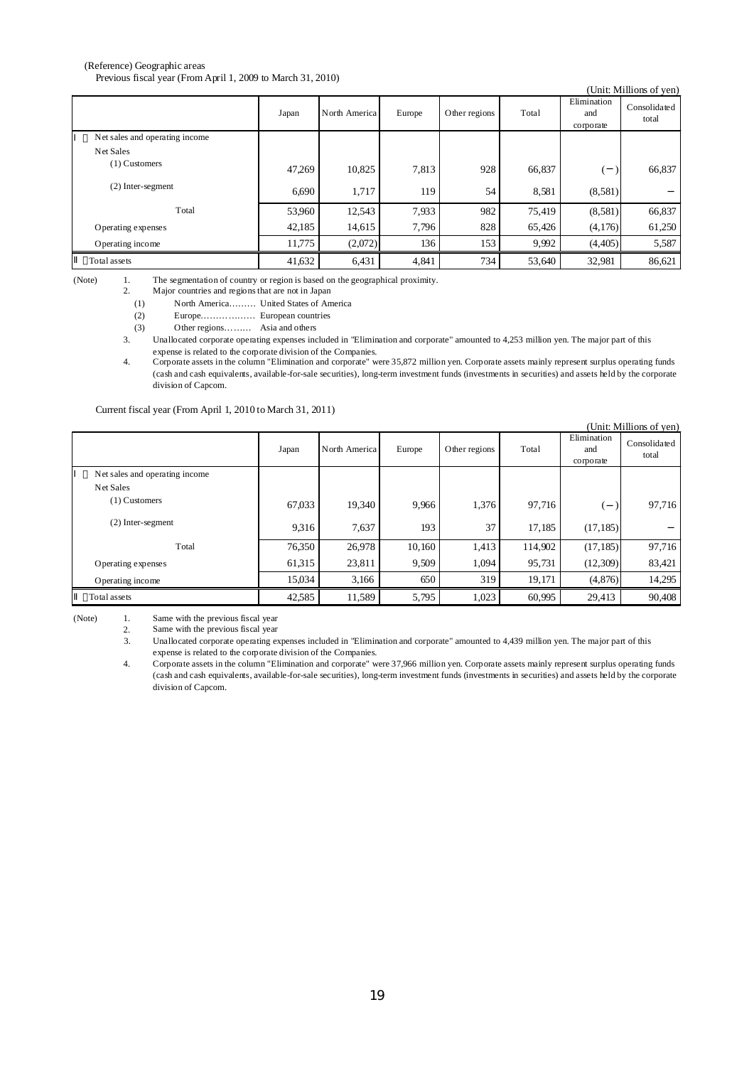(Reference) Geographic areas

Previous fiscal year (From April 1, 2009 to March 31, 2010)

(Unit: Millions of yen)

| | Japan | North America | Europe | Other regions | Total | Elimination and corporate | Consolidated total |
|---|---|---|---|---|---|---|---|
| Ⅰ　Net sales and operating income | | | | | | | |
| Net Sales | | | | | | | |
| (1) Customers | 47,269 | 10,825 | 7,813 | 928 | 66,837 | (−) | 66,837 |
| (2) Inter-segment | 6,690 | 1,717 | 119 | 54 | 8,581 | (8,581) | − |
| Total | 53,960 | 12,543 | 7,933 | 982 | 75,419 | (8,581) | 66,837 |
| Operating expenses | 42,185 | 14,615 | 7,796 | 828 | 65,426 | (4,176) | 61,250 |
| Operating income | 11,775 | (2,072) | 136 | 153 | 9,992 | (4,405) | 5,587 |
| Ⅱ　Total assets | 41,632 | 6,431 | 4,841 | 734 | 53,640 | 32,981 | 86,621 |

(Note)
1. The segmentation of country or region is based on the geographical proximity.
2. Major countries and regions that are not in Japan
   (1) North America……… United States of America
   (2) Europe…………..…… European countries
   (3) Other regions……... Asia and others
3. Unallocated corporate operating expenses included in "Elimination and corporate" amounted to 4,253 million yen. The major part of this expense is related to the corporate division of the Companies.
4. Corporate assets in the column "Elimination and corporate" were 35,872 million yen. Corporate assets mainly represent surplus operating funds (cash and cash equivalents, available-for-sale securities), long-term investment funds (investments in securities) and assets held by the corporate division of Capcom.

Current fiscal year (From April 1, 2010 to March 31, 2011)

(Unit: Millions of yen)

| | Japan | North America | Europe | Other regions | Total | Elimination and corporate | Consolidated total |
|---|---|---|---|---|---|---|---|
| Ⅰ　Net sales and operating income | | | | | | | |
| Net Sales | | | | | | | |
| (1) Customers | 67,033 | 19,340 | 9,966 | 1,376 | 97,716 | (−) | 97,716 |
| (2) Inter-segment | 9,316 | 7,637 | 193 | 37 | 17,185 | (17,185) | − |
| Total | 76,350 | 26,978 | 10,160 | 1,413 | 114,902 | (17,185) | 97,716 |
| Operating expenses | 61,315 | 23,811 | 9,509 | 1,094 | 95,731 | (12,309) | 83,421 |
| Operating income | 15,034 | 3,166 | 650 | 319 | 19,171 | (4,876) | 14,295 |
| Ⅱ　Total assets | 42,585 | 11,589 | 5,795 | 1,023 | 60,995 | 29,413 | 90,408 |

(Note)
1. Same with the previous fiscal year
2. Same with the previous fiscal year
3. Unallocated corporate operating expenses included in "Elimination and corporate" amounted to 4,439 million yen. The major part of this expense is related to the corporate division of the Companies.
4. Corporate assets in the column "Elimination and corporate" were 37,966 million yen. Corporate assets mainly represent surplus operating funds (cash and cash equivalents, available-for-sale securities), long-term investment funds (investments in securities) and assets held by the corporate division of Capcom.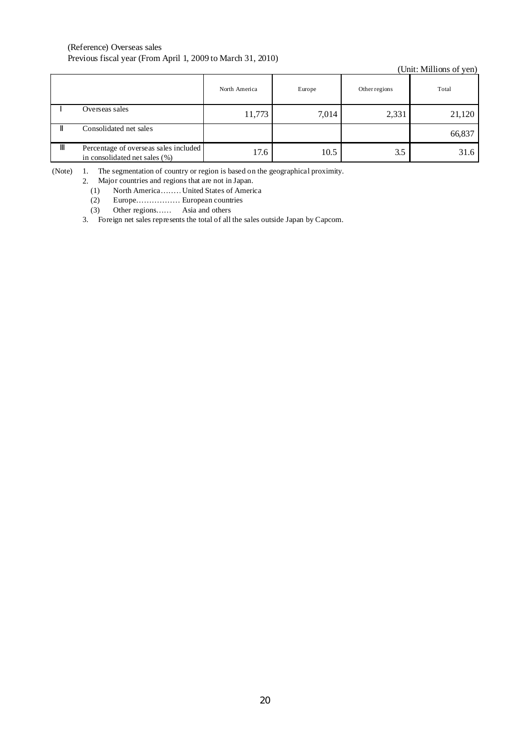(Reference) Overseas sales
Previous fiscal year (From April 1, 2009 to March 31, 2010)

(Unit: Millions of yen)

| | | North America | Europe | Other regions | Total |
|---|---|---|---|---|---|
| Ⅰ | Overseas sales | 11,773 | 7,014 | 2,331 | 21,120 |
| Ⅱ | Consolidated net sales | | | | 66,837 |
| Ⅲ | Percentage of overseas sales included in consolidated net sales (%) | 17.6 | 10.5 | 3.5 | 31.6 |

(Note) 1. The segmentation of country or region is based on the geographical proximity.
2. Major countries and regions that are not in Japan.
(1) North America……..United States of America
(2) Europe……………. European countries
(3) Other regions…… Asia and others
3. Foreign net sales represents the total of all the sales outside Japan by Capcom.